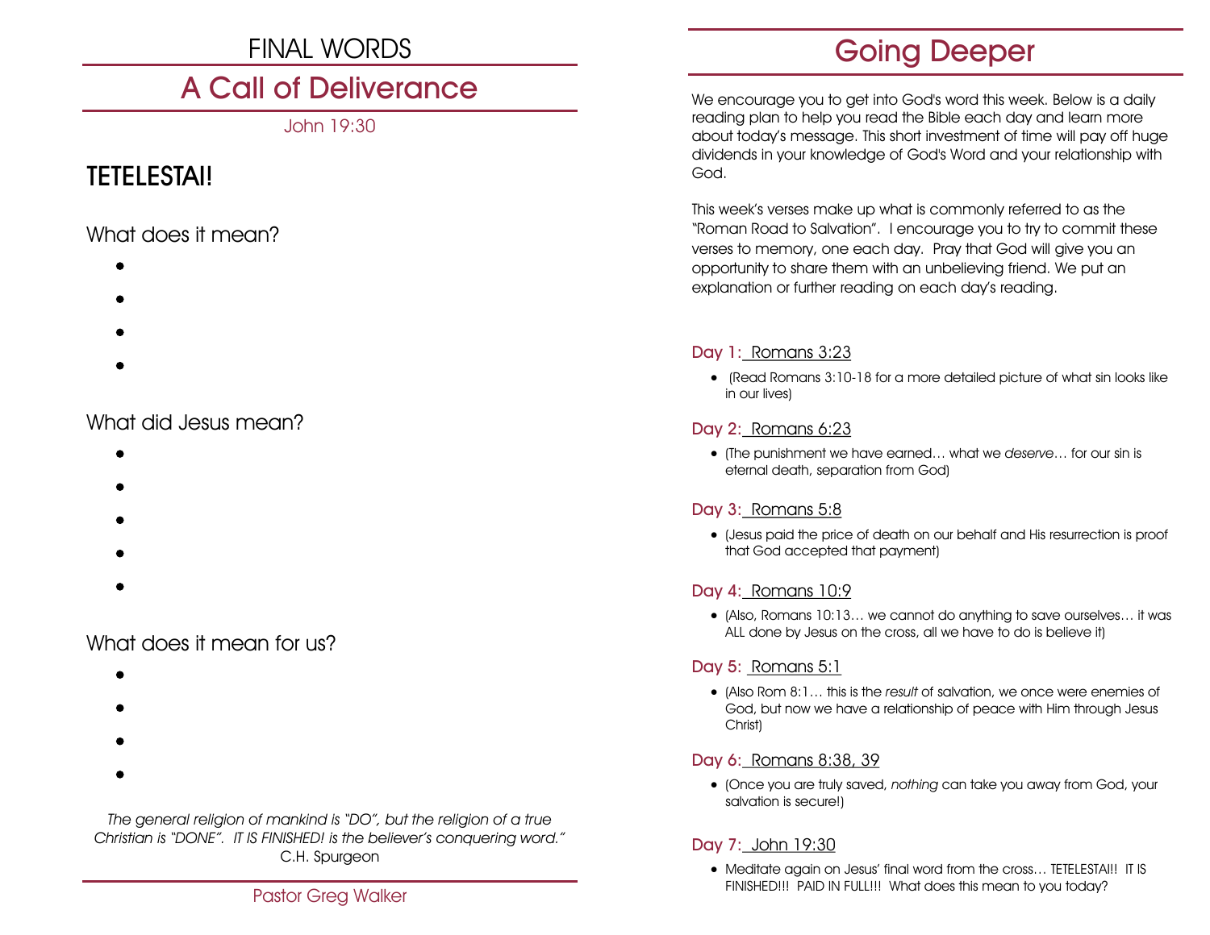FINAL WORDS

# A Call of Deliverance

John 19:30

## TETELESTAI!

### What does it mean?

- 
- 
- 
- 

### What did Jesus mean?

- 
- 
- 
- 
- 

### What does it mean for us?

- 
- 
- 
- 

*The general religion of mankind is "DO", but the religion of a true Christian is "DONE". IT IS FINISHED! is the believer's conquering word."*
C.H. Spurgeon

Pastor Greg Walker

# Going Deeper

We encourage you to get into God's word this week. Below is a daily reading plan to help you read the Bible each day and learn more about today's message. This short investment of time will pay off huge dividends in your knowledge of God's Word and your relationship with God.

This week's verses make up what is commonly referred to as the "Roman Road to Salvation". I encourage you to try to commit these verses to memory, one each day. Pray that God will give you an opportunity to share them with an unbelieving friend. We put an explanation or further reading on each day's reading.

### Day 1: Romans 3:23

- (Read Romans 3:10-18 for a more detailed picture of what sin looks like in our lives)

### Day 2: Romans 6:23

- (The punishment we have earned… what we *deserve*… for our sin is eternal death, separation from God)

### Day 3: Romans 5:8

- (Jesus paid the price of death on our behalf and His resurrection is proof that God accepted that payment)

### Day 4: Romans 10:9

- (Also, Romans 10:13… we cannot do anything to save ourselves… it was ALL done by Jesus on the cross, all we have to do is believe it)

### Day 5: Romans 5:1

- (Also Rom 8:1… this is the *result* of salvation, we once were enemies of God, but now we have a relationship of peace with Him through Jesus Christ)

### Day 6: Romans 8:38, 39

- (Once you are truly saved, *nothing* can take you away from God, your salvation is secure!)

### Day 7: John 19:30

- Meditate again on Jesus' final word from the cross… TETELESTAI!! IT IS FINISHED!!! PAID IN FULL!!! What does this mean to you today?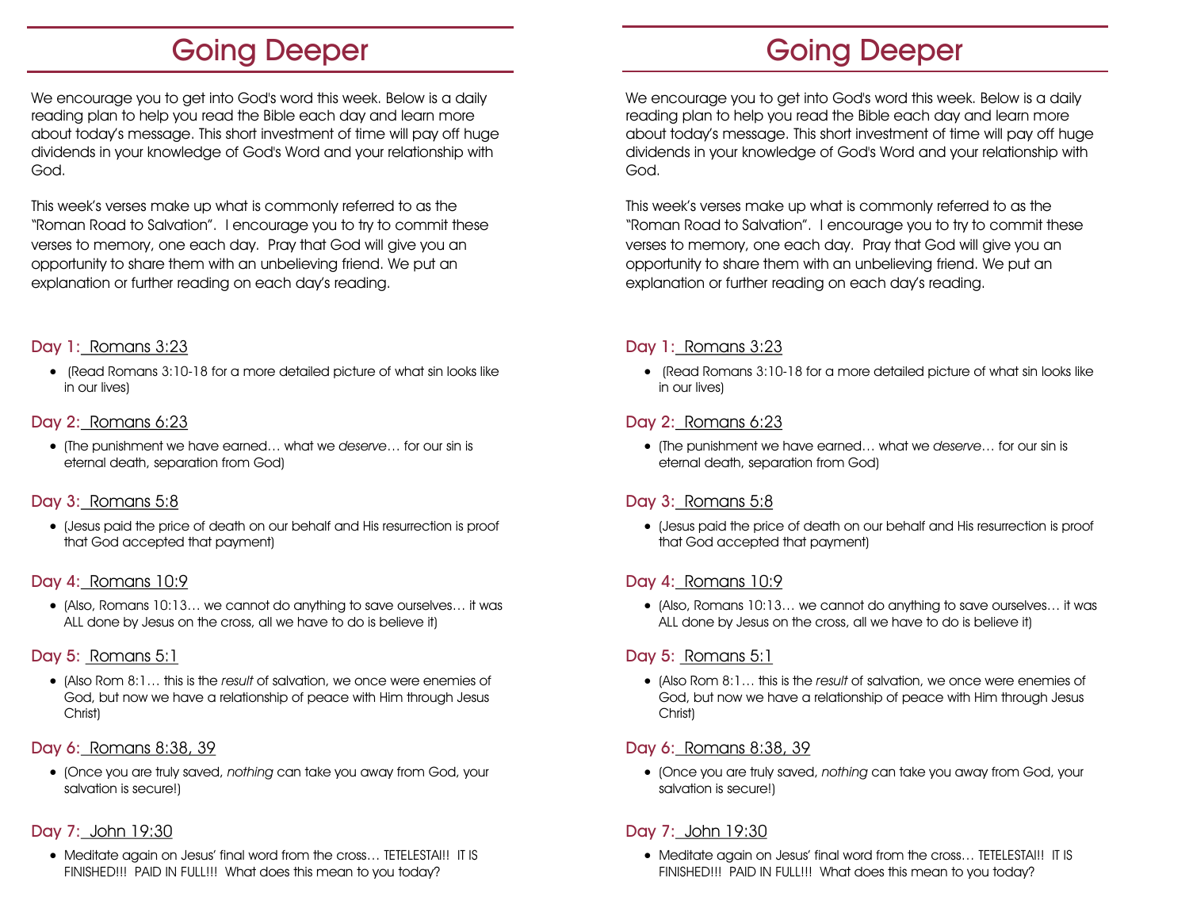# Going Deeper

We encourage you to get into God's word this week. Below is a daily reading plan to help you read the Bible each day and learn more about today's message. This short investment of time will pay off huge dividends in your knowledge of God's Word and your relationship with God.

This week's verses make up what is commonly referred to as the "Roman Road to Salvation". I encourage you to try to commit these verses to memory, one each day. Pray that God will give you an opportunity to share them with an unbelieving friend. We put an explanation or further reading on each day's reading.

### Day 1: Romans 3:23

- (Read Romans 3:10-18 for a more detailed picture of what sin looks like in our lives)

### Day 2: Romans 6:23

- (The punishment we have earned… what we *deserve*… for our sin is eternal death, separation from God)

### Day 3: Romans 5:8

- (Jesus paid the price of death on our behalf and His resurrection is proof that God accepted that payment)

### Day 4: Romans 10:9

- (Also, Romans 10:13… we cannot do anything to save ourselves… it was ALL done by Jesus on the cross, all we have to do is believe it)

### Day 5: Romans 5:1

- (Also Rom 8:1… this is the *result* of salvation, we once were enemies of God, but now we have a relationship of peace with Him through Jesus Christ)

### Day 6: Romans 8:38, 39

- (Once you are truly saved, *nothing* can take you away from God, your salvation is secure!)

### Day 7: John 19:30

- Meditate again on Jesus' final word from the cross… TETELESTAI!! IT IS FINISHED!!! PAID IN FULL!!! What does this mean to you today?

# Going Deeper

We encourage you to get into God's word this week. Below is a daily reading plan to help you read the Bible each day and learn more about today's message. This short investment of time will pay off huge dividends in your knowledge of God's Word and your relationship with God.

This week's verses make up what is commonly referred to as the "Roman Road to Salvation". I encourage you to try to commit these verses to memory, one each day. Pray that God will give you an opportunity to share them with an unbelieving friend. We put an explanation or further reading on each day's reading.

### Day 1: Romans 3:23

- (Read Romans 3:10-18 for a more detailed picture of what sin looks like in our lives)

### Day 2: Romans 6:23

- (The punishment we have earned… what we *deserve*… for our sin is eternal death, separation from God)

### Day 3: Romans 5:8

- (Jesus paid the price of death on our behalf and His resurrection is proof that God accepted that payment)

### Day 4: Romans 10:9

- (Also, Romans 10:13… we cannot do anything to save ourselves… it was ALL done by Jesus on the cross, all we have to do is believe it)

### Day 5: Romans 5:1

- (Also Rom 8:1… this is the *result* of salvation, we once were enemies of God, but now we have a relationship of peace with Him through Jesus Christ)

### Day 6: Romans 8:38, 39

- (Once you are truly saved, *nothing* can take you away from God, your salvation is secure!)

### Day 7: John 19:30

- Meditate again on Jesus' final word from the cross… TETELESTAI!! IT IS FINISHED!!! PAID IN FULL!!! What does this mean to you today?